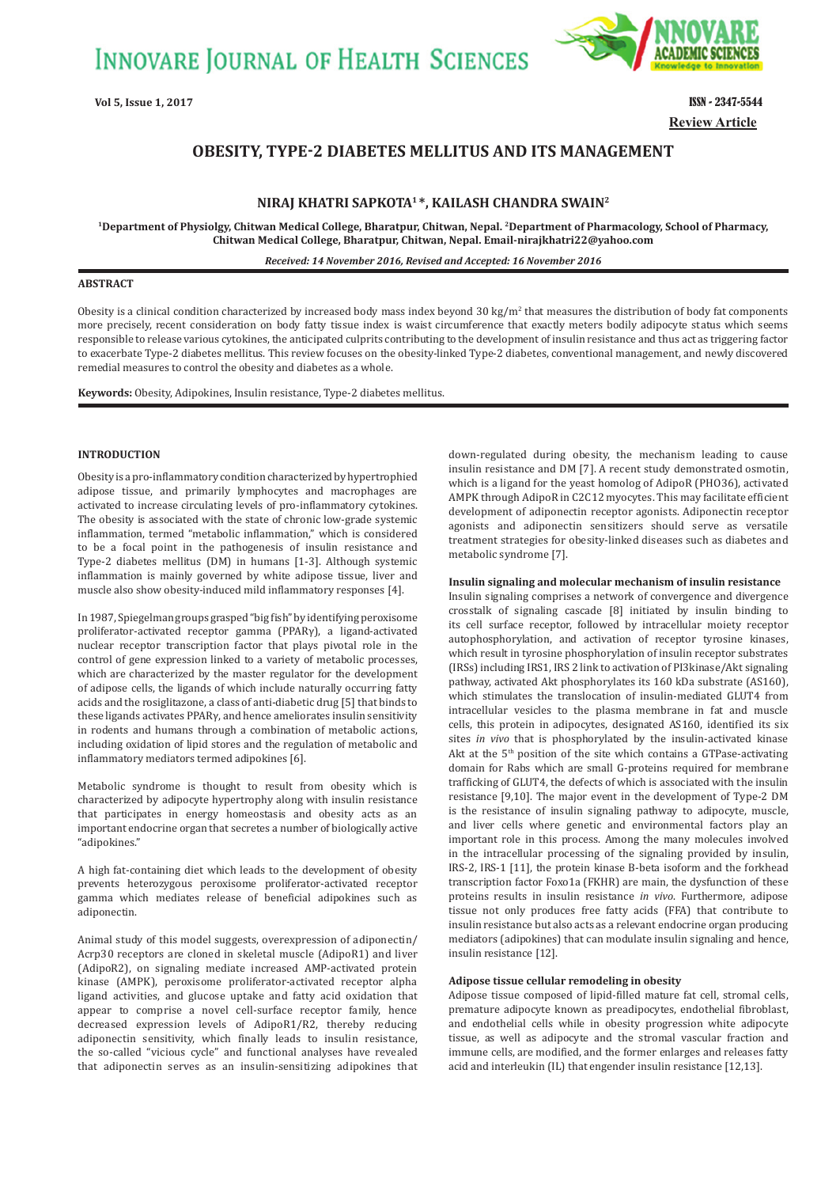# OBESITY, TYPE-2 DIABETES MELLITUS AND ITS MANAGEMENT

**NIRAJ KHATRI SAPKOTA[1]\*, KAILASH CHANDRA SWAIN[2]**

[1]Department of Physiolgy, Chitwan Medical College, Bharatpur, Chitwan, Nepal. [2]Department of Pharmacology, School of Pharmacy, Chitwan Medical College, Bharatpur, Chitwan, Nepal. Email-nirajkhatri22@yahoo.com

*Received: 14 November 2016, Revised and Accepted: 16 November 2016*

**Review Article**

## ABSTRACT

Obesity is a clinical condition characterized by increased body mass index beyond 30 kg/m$^2$ that measures the distribution of body fat components more precisely, recent consideration on body fatty tissue index is waist circumference that exactly meters bodily adipocyte status which seems responsible to release various cytokines, the anticipated culprits contributing to the development of insulin resistance and thus act as triggering factor to exacerbate Type-2 diabetes mellitus. This review focuses on the obesity-linked Type-2 diabetes, conventional management, and newly discovered remedial measures to control the obesity and diabetes as a whole.

**Keywords:** Obesity, Adipokines, Insulin resistance, Type-2 diabetes mellitus.

## INTRODUCTION

Obesity is a pro-inflammatory condition characterized by hypertrophied adipose tissue, and primarily lymphocytes and macrophages are activated to increase circulating levels of pro-inflammatory cytokines. The obesity is associated with the state of chronic low-grade systemic inflammation, termed "metabolic inflammation," which is considered to be a focal point in the pathogenesis of insulin resistance and Type-2 diabetes mellitus (DM) in humans [1-3]. Although systemic inflammation is mainly governed by white adipose tissue, liver and muscle also show obesity-induced mild inflammatory responses [4].

In 1987, Spiegelman groups grasped "big fish" by identifying peroxisome proliferator-activated receptor gamma (PPARγ), a ligand-activated nuclear receptor transcription factor that plays pivotal role in the control of gene expression linked to a variety of metabolic processes, which are characterized by the master regulator for the development of adipose cells, the ligands of which include naturally occurring fatty acids and the rosiglitazone, a class of anti-diabetic drug [5] that binds to these ligands activates PPARγ, and hence ameliorates insulin sensitivity in rodents and humans through a combination of metabolic actions, including oxidation of lipid stores and the regulation of metabolic and inflammatory mediators termed adipokines [6].

Metabolic syndrome is thought to result from obesity which is characterized by adipocyte hypertrophy along with insulin resistance that participates in energy homeostasis and obesity acts as an important endocrine organ that secretes a number of biologically active "adipokines."

A high fat-containing diet which leads to the development of obesity prevents heterozygous peroxisome proliferator-activated receptor gamma which mediates release of beneficial adipokines such as adiponectin.

Animal study of this model suggests, overexpression of adiponectin/Acrp30 receptors are cloned in skeletal muscle (AdipoR1) and liver (AdipoR2), on signaling mediate increased AMP-activated protein kinase (AMPK), peroxisome proliferator-activated receptor alpha ligand activities, and glucose uptake and fatty acid oxidation that appear to comprise a novel cell-surface receptor family, hence decreased expression levels of AdipoR1/R2, thereby reducing adiponectin sensitivity, which finally leads to insulin resistance, the so-called "vicious cycle" and functional analyses have revealed that adiponectin serves as an insulin-sensitizing adipokines that down-regulated during obesity, the mechanism leading to cause insulin resistance and DM [7]. A recent study demonstrated osmotin, which is a ligand for the yeast homolog of AdipoR (PHO36), activated AMPK through AdipoR in C2C12 myocytes. This may facilitate efficient development of adiponectin receptor agonists. Adiponectin receptor agonists and adiponectin sensitizers should serve as versatile treatment strategies for obesity-linked diseases such as diabetes and metabolic syndrome [7].

### Insulin signaling and molecular mechanism of insulin resistance

Insulin signaling comprises a network of convergence and divergence crosstalk of signaling cascade [8] initiated by insulin binding to its cell surface receptor, followed by intracellular moiety receptor autophosphorylation, and activation of receptor tyrosine kinases, which result in tyrosine phosphorylation of insulin receptor substrates (IRSs) including IRS1, IRS 2 link to activation of PI3kinase/Akt signaling pathway, activated Akt phosphorylates its 160 kDa substrate (AS160), which stimulates the translocation of insulin-mediated GLUT4 from intracellular vesicles to the plasma membrane in fat and muscle cells, this protein in adipocytes, designated AS160, identified its six sites *in vivo* that is phosphorylated by the insulin-activated kinase Akt at the 5$^{th}$ position of the site which contains a GTPase-activating domain for Rabs which are small G-proteins required for membrane trafficking of GLUT4, the defects of which is associated with the insulin resistance [9,10]. The major event in the development of Type-2 DM is the resistance of insulin signaling pathway to adipocyte, muscle, and liver cells where genetic and environmental factors play an important role in this process. Among the many molecules involved in the intracellular processing of the signaling provided by insulin, IRS-2, IRS-1 [11], the protein kinase B-beta isoform and the forkhead transcription factor Foxo1a (FKHR) are main, the dysfunction of these proteins results in insulin resistance *in vivo*. Furthermore, adipose tissue not only produces free fatty acids (FFA) that contribute to insulin resistance but also acts as a relevant endocrine organ producing mediators (adipokines) that can modulate insulin signaling and hence, insulin resistance [12].

### Adipose tissue cellular remodeling in obesity

Adipose tissue composed of lipid-filled mature fat cell, stromal cells, premature adipocyte known as preadipocytes, endothelial fibroblast, and endothelial cells while in obesity progression white adipocyte tissue, as well as adipocyte and the stromal vascular fraction and immune cells, are modified, and the former enlarges and releases fatty acid and interleukin (IL) that engender insulin resistance [12,13].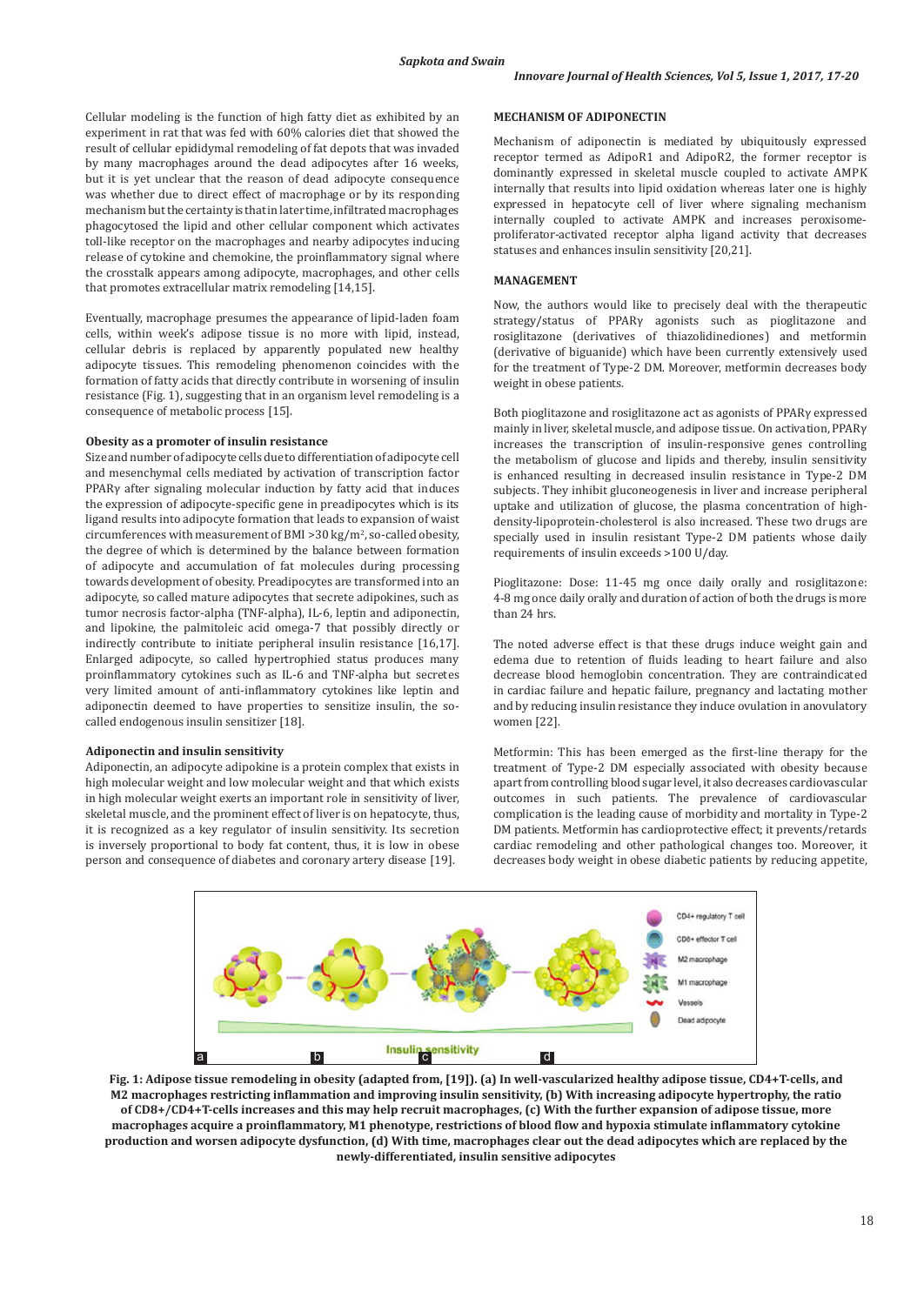Cellular modeling is the function of high fatty diet as exhibited by an experiment in rat that was fed with 60% calories diet that showed the result of cellular epididymal remodeling of fat depots that was invaded by many macrophages around the dead adipocytes after 16 weeks, but it is yet unclear that the reason of dead adipocyte consequence was whether due to direct effect of macrophage or by its responding mechanism but the certainty is that in later time, infiltrated macrophages phagocytosed the lipid and other cellular component which activates toll-like receptor on the macrophages and nearby adipocytes inducing release of cytokine and chemokine, the proinflammatory signal where the crosstalk appears among adipocyte, macrophages, and other cells that promotes extracellular matrix remodeling [14,15].

Eventually, macrophage presumes the appearance of lipid-laden foam cells, within week's adipose tissue is no more with lipid, instead, cellular debris is replaced by apparently populated new healthy adipocyte tissues. This remodeling phenomenon coincides with the formation of fatty acids that directly contribute in worsening of insulin resistance (Fig. 1), suggesting that in an organism level remodeling is a consequence of metabolic process [15].

### Obesity as a promoter of insulin resistance

Size and number of adipocyte cells due to differentiation of adipocyte cell and mesenchymal cells mediated by activation of transcription factor PPARγ after signaling molecular induction by fatty acid that induces the expression of adipocyte-specific gene in preadipocytes which is its ligand results into adipocyte formation that leads to expansion of waist circumferences with measurement of BMI >30 kg/m$^2$, so-called obesity, the degree of which is determined by the balance between formation of adipocyte and accumulation of fat molecules during processing towards development of obesity. Preadipocytes are transformed into an adipocyte, so called mature adipocytes that secrete adipokines, such as tumor necrosis factor-alpha (TNF-alpha), IL-6, leptin and adiponectin, and lipokine, the palmitoleic acid omega-7 that possibly directly or indirectly contribute to initiate peripheral insulin resistance [16,17]. Enlarged adipocyte, so called hypertrophied status produces many proinflammatory cytokines such as IL-6 and TNF-alpha but secretes very limited amount of anti-inflammatory cytokines like leptin and adiponectin deemed to have properties to sensitize insulin, the so-called endogenous insulin sensitizer [18].

### Adiponectin and insulin sensitivity

Adiponectin, an adipocyte adipokine is a protein complex that exists in high molecular weight and low molecular weight and that which exists in high molecular weight exerts an important role in sensitivity of liver, skeletal muscle, and the prominent effect of liver is on hepatocyte, thus, it is recognized as a key regulator of insulin sensitivity. Its secretion is inversely proportional to body fat content, thus, it is low in obese person and consequence of diabetes and coronary artery disease [19].

## MECHANISM OF ADIPONECTIN

Mechanism of adiponectin is mediated by ubiquitously expressed receptor termed as AdipoR1 and AdipoR2, the former receptor is dominantly expressed in skeletal muscle coupled to activate AMPK internally that results into lipid oxidation whereas later one is highly expressed in hepatocyte cell of liver where signaling mechanism internally coupled to activate AMPK and increases peroxisome-proliferator-activated receptor alpha ligand activity that decreases statuses and enhances insulin sensitivity [20,21].

## MANAGEMENT

Now, the authors would like to precisely deal with the therapeutic strategy/status of PPARγ agonists such as pioglitazone and rosiglitazone (derivatives of thiazolidinediones) and metformin (derivative of biguanide) which have been currently extensively used for the treatment of Type-2 DM. Moreover, metformin decreases body weight in obese patients.

Both pioglitazone and rosiglitazone act as agonists of PPARγ expressed mainly in liver, skeletal muscle, and adipose tissue. On activation, PPARγ increases the transcription of insulin-responsive genes controlling the metabolism of glucose and lipids and thereby, insulin sensitivity is enhanced resulting in decreased insulin resistance in Type-2 DM subjects. They inhibit gluconeogenesis in liver and increase peripheral uptake and utilization of glucose, the plasma concentration of high-density-lipoprotein-cholesterol is also increased. These two drugs are specially used in insulin resistant Type-2 DM patients whose daily requirements of insulin exceeds >100 U/day.

Pioglitazone: Dose: 11-45 mg once daily orally and rosiglitazone: 4-8 mg once daily orally and duration of action of both the drugs is more than 24 hrs.

The noted adverse effect is that these drugs induce weight gain and edema due to retention of fluids leading to heart failure and also decrease blood hemoglobin concentration. They are contraindicated in cardiac failure and hepatic failure, pregnancy and lactating mother and by reducing insulin resistance they induce ovulation in anovulatory women [22].

Metformin: This has been emerged as the first-line therapy for the treatment of Type-2 DM especially associated with obesity because apart from controlling blood sugar level, it also decreases cardiovascular outcomes in such patients. The prevalence of cardiovascular complication is the leading cause of morbidity and mortality in Type-2 DM patients. Metformin has cardioprotective effect; it prevents/retards cardiac remodeling and other pathological changes too. Moreover, it decreases body weight in obese diabetic patients by reducing appetite,

**Fig. 1: Adipose tissue remodeling in obesity (adapted from, [19]). (a) In well-vascularized healthy adipose tissue, CD4+T-cells, and M2 macrophages restricting inflammation and improving insulin sensitivity, (b) With increasing adipocyte hypertrophy, the ratio of CD8+/CD4+T-cells increases and this may help recruit macrophages, (c) With the further expansion of adipose tissue, more macrophages acquire a proinflammatory, M1 phenotype, restrictions of blood flow and hypoxia stimulate inflammatory cytokine production and worsen adipocyte dysfunction, (d) With time, macrophages clear out the dead adipocytes which are replaced by the newly-differentiated, insulin sensitive adipocytes**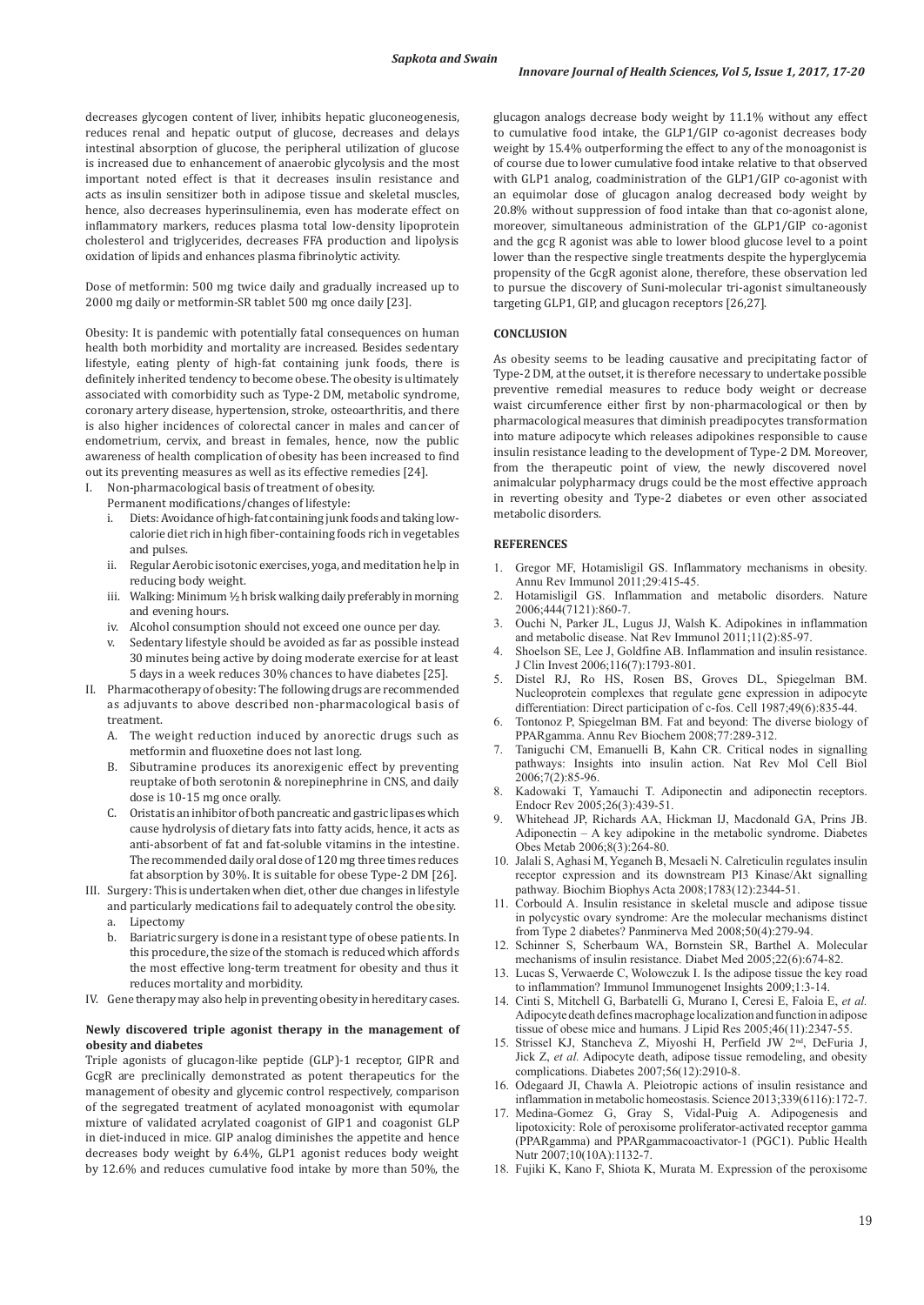decreases glycogen content of liver, inhibits hepatic gluconeogenesis, reduces renal and hepatic output of glucose, decreases and delays intestinal absorption of glucose, the peripheral utilization of glucose is increased due to enhancement of anaerobic glycolysis and the most important noted effect is that it decreases insulin resistance and acts as insulin sensitizer both in adipose tissue and skeletal muscles, hence, also decreases hyperinsulinemia, even has moderate effect on inflammatory markers, reduces plasma total low-density lipoprotein cholesterol and triglycerides, decreases FFA production and lipolysis oxidation of lipids and enhances plasma fibrinolytic activity.

Dose of metformin: 500 mg twice daily and gradually increased up to 2000 mg daily or metformin-SR tablet 500 mg once daily [23].

Obesity: It is pandemic with potentially fatal consequences on human health both morbidity and mortality are increased. Besides sedentary lifestyle, eating plenty of high-fat containing junk foods, there is definitely inherited tendency to become obese. The obesity is ultimately associated with comorbidity such as Type-2 DM, metabolic syndrome, coronary artery disease, hypertension, stroke, osteoarthritis, and there is also higher incidences of colorectal cancer in males and cancer of endometrium, cervix, and breast in females, hence, now the public awareness of health complication of obesity has been increased to find out its preventing measures as well as its effective remedies [24].

I. Non-pharmacological basis of treatment of obesity.
   Permanent modifications/changes of lifestyle:
   i. Diets: Avoidance of high-fat containing junk foods and taking low-calorie diet rich in high fiber-containing foods rich in vegetables and pulses.
   ii. Regular Aerobic isotonic exercises, yoga, and meditation help in reducing body weight.
   iii. Walking: Minimum ½ h brisk walking daily preferably in morning and evening hours.
   iv. Alcohol consumption should not exceed one ounce per day.
   v. Sedentary lifestyle should be avoided as far as possible instead 30 minutes being active by doing moderate exercise for at least 5 days in a week reduces 30% chances to have diabetes [25].
II. Pharmacotherapy of obesity: The following drugs are recommended as adjuvants to above described non-pharmacological basis of treatment.
   A. The weight reduction induced by anorectic drugs such as metformin and fluoxetine does not last long.
   B. Sibutramine produces its anorexigenic effect by preventing reuptake of both serotonin & norepinephrine in CNS, and daily dose is 10-15 mg once orally.
   C. Oristat is an inhibitor of both pancreatic and gastric lipases which cause hydrolysis of dietary fats into fatty acids, hence, it acts as anti-absorbent of fat and fat-soluble vitamins in the intestine. The recommended daily oral dose of 120 mg three times reduces fat absorption by 30%. It is suitable for obese Type-2 DM [26].
III. Surgery: This is undertaken when diet, other due changes in lifestyle and particularly medications fail to adequately control the obesity.
   a. Lipectomy
   b. Bariatric surgery is done in a resistant type of obese patients. In this procedure, the size of the stomach is reduced which affords the most effective long-term treatment for obesity and thus it reduces mortality and morbidity.
IV. Gene therapy may also help in preventing obesity in hereditary cases.

#### Newly discovered triple agonist therapy in the management of obesity and diabetes

Triple agonists of glucagon-like peptide (GLP)-1 receptor, GIPR and GcgR are preclinically demonstrated as potent therapeutics for the management of obesity and glycemic control respectively, comparison of the segregated treatment of acylated monoagonist with equmolar mixture of validated acrylated coagonist of GIP1 and coagonist GLP in diet-induced in mice. GIP analog diminishes the appetite and hence decreases body weight by 6.4%, GLP1 agonist reduces body weight by 12.6% and reduces cumulative food intake by more than 50%, the glucagon analogs decrease body weight by 11.1% without any effect to cumulative food intake, the GLP1/GIP co-agonist decreases body weight by 15.4% outperforming the effect to any of the monoagonist is of course due to lower cumulative food intake relative to that observed with GLP1 analog, coadministration of the GLP1/GIP co-agonist with an equimolar dose of glucagon analog decreased body weight by 20.8% without suppression of food intake than that co-agonist alone, moreover, simultaneous administration of the GLP1/GIP co-agonist and the gcg R agonist was able to lower blood glucose level to a point lower than the respective single treatments despite the hyperglycemia propensity of the GcgR agonist alone, therefore, these observation led to pursue the discovery of Suni-molecular tri-agonist simultaneously targeting GLP1, GIP, and glucagon receptors [26,27].

## CONCLUSION

As obesity seems to be leading causative and precipitating factor of Type-2 DM, at the outset, it is therefore necessary to undertake possible preventive remedial measures to reduce body weight or decrease waist circumference either first by non-pharmacological or then by pharmacological measures that diminish preadipocytes transformation into mature adipocyte which releases adipokines responsible to cause insulin resistance leading to the development of Type-2 DM. Moreover, from the therapeutic point of view, the newly discovered novel animalcular polypharmacy drugs could be the most effective approach in reverting obesity and Type-2 diabetes or even other associated metabolic disorders.

## REFERENCES

1. Gregor MF, Hotamisligil GS. Inflammatory mechanisms in obesity. Annu Rev Immunol 2011;29:415-45.
2. Hotamisligil GS. Inflammation and metabolic disorders. Nature 2006;444(7121):860-7.
3. Ouchi N, Parker JL, Lugus JJ, Walsh K. Adipokines in inflammation and metabolic disease. Nat Rev Immunol 2011;11(2):85-97.
4. Shoelson SE, Lee J, Goldfine AB. Inflammation and insulin resistance. J Clin Invest 2006;116(7):1793-801.
5. Distel RJ, Ro HS, Rosen BS, Groves DL, Spiegelman BM. Nucleoprotein complexes that regulate gene expression in adipocyte differentiation: Direct participation of c-fos. Cell 1987;49(6):835-44.
6. Tontonoz P, Spiegelman BM. Fat and beyond: The diverse biology of PPARgamma. Annu Rev Biochem 2008;77:289-312.
7. Taniguchi CM, Emanuelli B, Kahn CR. Critical nodes in signalling pathways: Insights into insulin action. Nat Rev Mol Cell Biol 2006;7(2):85-96.
8. Kadowaki T, Yamauchi T. Adiponectin and adiponectin receptors. Endocr Rev 2005;26(3):439-51.
9. Whitehead JP, Richards AA, Hickman IJ, Macdonald GA, Prins JB. Adiponectin – A key adipokine in the metabolic syndrome. Diabetes Obes Metab 2006;8(3):264-80.
10. Jalali S, Aghasi M, Yeganeh B, Mesaeli N. Calreticulin regulates insulin receptor expression and its downstream PI3 Kinase/Akt signalling pathway. Biochim Biophys Acta 2008;1783(12):2344-51.
11. Corbould A. Insulin resistance in skeletal muscle and adipose tissue in polycystic ovary syndrome: Are the molecular mechanisms distinct from Type 2 diabetes? Panminerva Med 2008;50(4):279-94.
12. Schinner S, Scherbaum WA, Bornstein SR, Barthel A. Molecular mechanisms of insulin resistance. Diabet Med 2005;22(6):674-82.
13. Lucas S, Verwaerde C, Wolowczuk I. Is the adipose tissue the key road to inflammation? Immunol Immunogenet Insights 2009;1:3-14.
14. Cinti S, Mitchell G, Barbatelli G, Murano I, Ceresi E, Faloia E, *et al.* Adipocyte death defines macrophage localization and function in adipose tissue of obese mice and humans. J Lipid Res 2005;46(11):2347-55.
15. Strissel KJ, Stancheva Z, Miyoshi H, Perfield JW 2nd, DeFuria J, Jick Z, *et al.* Adipocyte death, adipose tissue remodeling, and obesity complications. Diabetes 2007;56(12):2910-8.
16. Odegaard JI, Chawla A. Pleiotropic actions of insulin resistance and inflammation in metabolic homeostasis. Science 2013;339(6116):172-7.
17. Medina-Gomez G, Gray S, Vidal-Puig A. Adipogenesis and lipotoxicity: Role of peroxisome proliferator-activated receptor gamma (PPARgamma) and PPARgammacoactivator-1 (PGC1). Public Health Nutr 2007;10(10A):1132-7.
18. Fujiki K, Kano F, Shiota K, Murata M. Expression of the peroxisome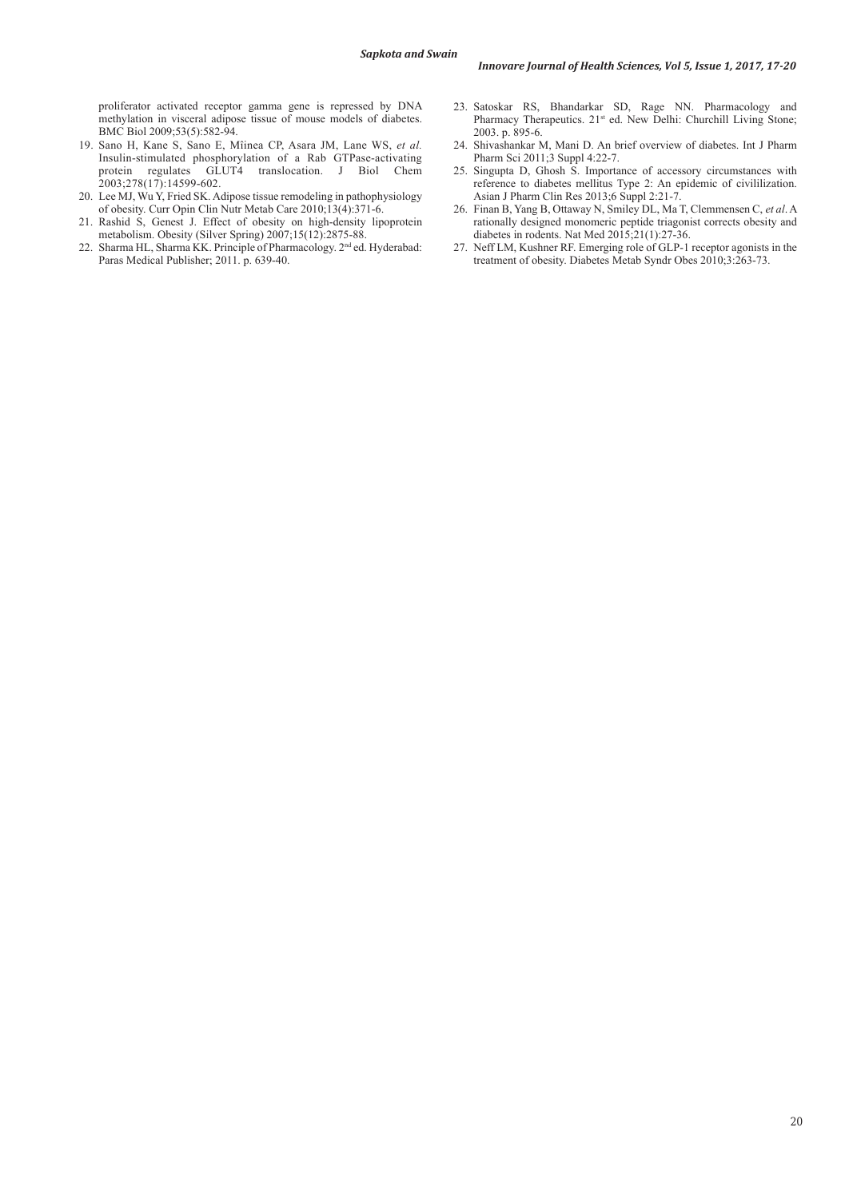proliferator activated receptor gamma gene is repressed by DNA methylation in visceral adipose tissue of mouse models of diabetes. BMC Biol 2009;53(5):582-94.

19. Sano H, Kane S, Sano E, Miinea CP, Asara JM, Lane WS, *et al.* Insulin-stimulated phosphorylation of a Rab GTPase-activating protein regulates GLUT4 translocation. J Biol Chem 2003;278(17):14599-602.
20. Lee MJ, Wu Y, Fried SK. Adipose tissue remodeling in pathophysiology of obesity. Curr Opin Clin Nutr Metab Care 2010;13(4):371-6.
21. Rashid S, Genest J. Effect of obesity on high-density lipoprotein metabolism. Obesity (Silver Spring) 2007;15(12):2875-88.
22. Sharma HL, Sharma KK. Principle of Pharmacology. 2nd ed. Hyderabad: Paras Medical Publisher; 2011. p. 639-40.
23. Satoskar RS, Bhandarkar SD, Rage NN. Pharmacology and Pharmacy Therapeutics. 21st ed. New Delhi: Churchill Living Stone; 2003. p. 895-6.
24. Shivashankar M, Mani D. An brief overview of diabetes. Int J Pharm Pharm Sci 2011;3 Suppl 4:22-7.
25. Singupta D, Ghosh S. Importance of accessory circumstances with reference to diabetes mellitus Type 2: An epidemic of civililization. Asian J Pharm Clin Res 2013;6 Suppl 2:21-7.
26. Finan B, Yang B, Ottaway N, Smiley DL, Ma T, Clemmensen C, *et al*. A rationally designed monomeric peptide triagonist corrects obesity and diabetes in rodents. Nat Med 2015;21(1):27-36.
27. Neff LM, Kushner RF. Emerging role of GLP-1 receptor agonists in the treatment of obesity. Diabetes Metab Syndr Obes 2010;3:263-73.